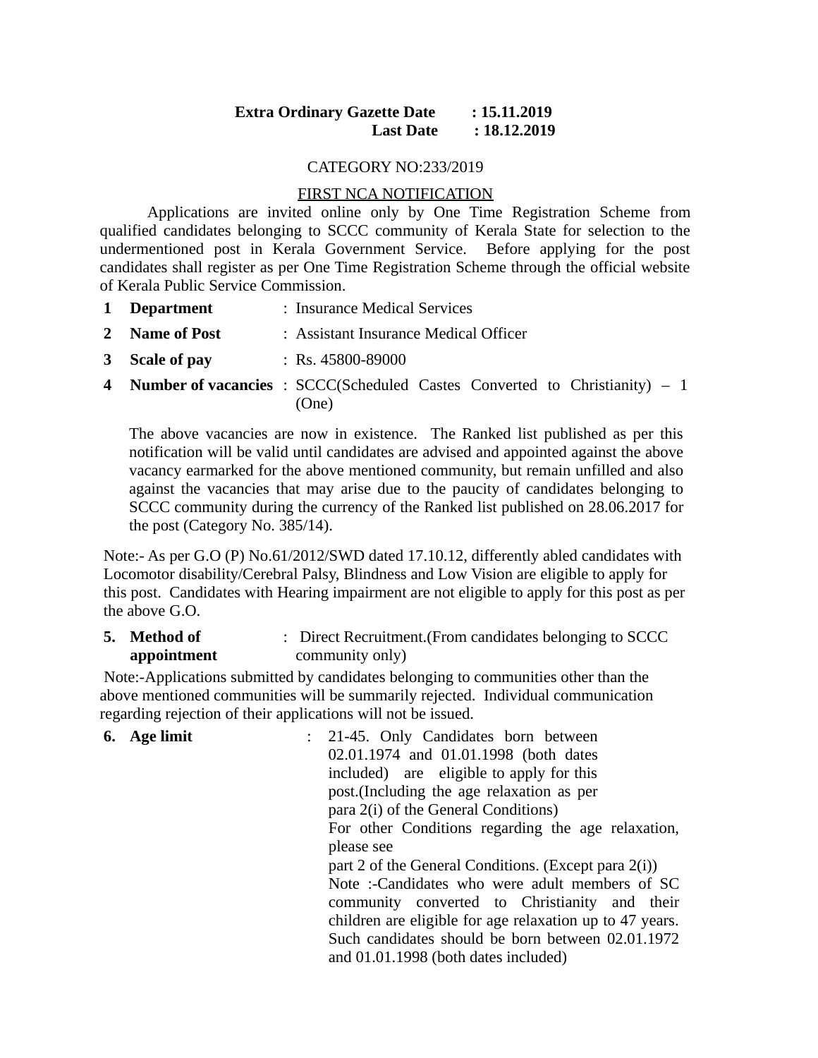**Extra Ordinary Gazette Date : 15.11.2019**
**Last Date : 18.12.2019**

CATEGORY NO:233/2019

FIRST NCA NOTIFICATION

Applications are invited online only by One Time Registration Scheme from qualified candidates belonging to SCCC community of Kerala State for selection to the undermentioned post in Kerala Government Service. Before applying for the post candidates shall register as per One Time Registration Scheme through the official website of Kerala Public Service Commission.

| | | | |
|---|---|---|---|
| **1** | **Department** | : | Insurance Medical Services |
| **2** | **Name of Post** | : | Assistant Insurance Medical Officer |
| **3** | **Scale of pay** | : | Rs. 45800-89000 |
| **4** | **Number of vacancies** | : | SCCC(Scheduled Castes Converted to Christianity) – 1 (One) |

The above vacancies are now in existence. The Ranked list published as per this notification will be valid until candidates are advised and appointed against the above vacancy earmarked for the above mentioned community, but remain unfilled and also against the vacancies that may arise due to the paucity of candidates belonging to SCCC community during the currency of the Ranked list published on 28.06.2017 for the post (Category No. 385/14).

Note:- As per G.O (P) No.61/2012/SWD dated 17.10.12, differently abled candidates with Locomotor disability/Cerebral Palsy, Blindness and Low Vision are eligible to apply for this post. Candidates with Hearing impairment are not eligible to apply for this post as per the above G.O.

| | | | |
|---|---|---|---|
| **5.** | **Method of appointment** | : | Direct Recruitment.(From candidates belonging to SCCC community only) |

Note:-Applications submitted by candidates belonging to communities other than the above mentioned communities will be summarily rejected. Individual communication regarding rejection of their applications will not be issued.

| | | | |
|---|---|---|---|
| **6.** | **Age limit** | : | 21-45. Only Candidates born between 02.01.1974 and 01.01.1998 (both dates included) are eligible to apply for this post.(Including the age relaxation as per para 2(i) of the General Conditions)<br>For other Conditions regarding the age relaxation, please see part 2 of the General Conditions. (Except para 2(i))<br>Note :-Candidates who were adult members of SC community converted to Christianity and their children are eligible for age relaxation up to 47 years. Such candidates should be born between 02.01.1972 and 01.01.1998 (both dates included) |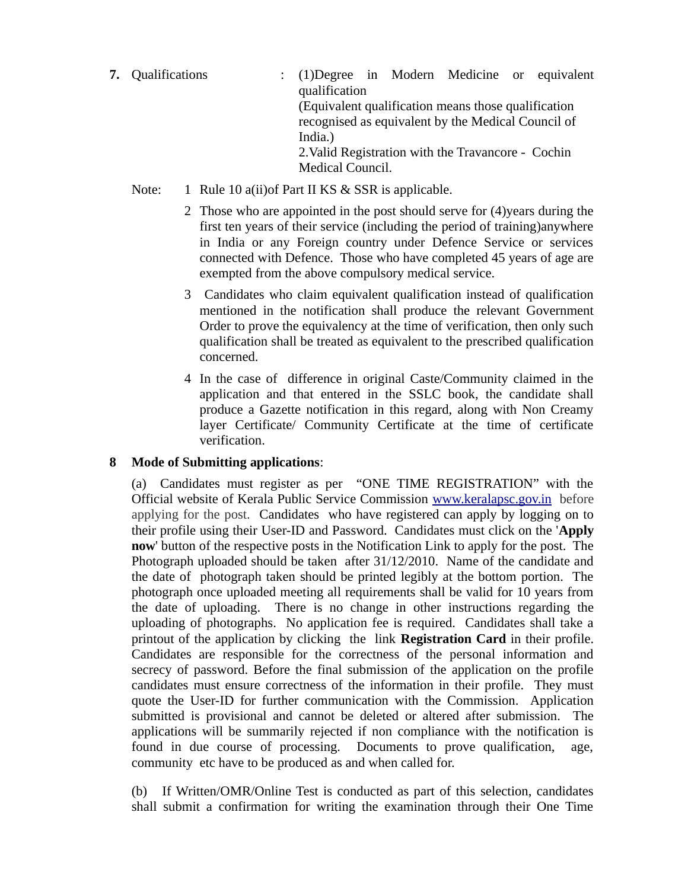**7.** Qualifications : (1)Degree in Modern Medicine or equivalent qualification
(Equivalent qualification means those qualification recognised as equivalent by the Medical Council of India.)
2.Valid Registration with the Travancore - Cochin Medical Council.

Note:

1. Rule 10 a(ii)of Part II KS & SSR is applicable.
2. Those who are appointed in the post should serve for (4)years during the first ten years of their service (including the period of training)anywhere in India or any Foreign country under Defence Service or services connected with Defence. Those who have completed 45 years of age are exempted from the above compulsory medical service.
3. Candidates who claim equivalent qualification instead of qualification mentioned in the notification shall produce the relevant Government Order to prove the equivalency at the time of verification, then only such qualification shall be treated as equivalent to the prescribed qualification concerned.
4. In the case of difference in original Caste/Community claimed in the application and that entered in the SSLC book, the candidate shall produce a Gazette notification in this regard, along with Non Creamy layer Certificate/ Community Certificate at the time of certificate verification.

**8 Mode of Submitting applications**:

(a) Candidates must register as per "ONE TIME REGISTRATION" with the Official website of Kerala Public Service Commission www.keralapsc.gov.in before applying for the post. Candidates who have registered can apply by logging on to their profile using their User-ID and Password. Candidates must click on the '**Apply now**' button of the respective posts in the Notification Link to apply for the post. The Photograph uploaded should be taken after 31/12/2010. Name of the candidate and the date of photograph taken should be printed legibly at the bottom portion. The photograph once uploaded meeting all requirements shall be valid for 10 years from the date of uploading. There is no change in other instructions regarding the uploading of photographs. No application fee is required. Candidates shall take a printout of the application by clicking the link **Registration Card** in their profile. Candidates are responsible for the correctness of the personal information and secrecy of password. Before the final submission of the application on the profile candidates must ensure correctness of the information in their profile. They must quote the User-ID for further communication with the Commission. Application submitted is provisional and cannot be deleted or altered after submission. The applications will be summarily rejected if non compliance with the notification is found in due course of processing. Documents to prove qualification, age, community etc have to be produced as and when called for.

(b) If Written/OMR/Online Test is conducted as part of this selection, candidates shall submit a confirmation for writing the examination through their One Time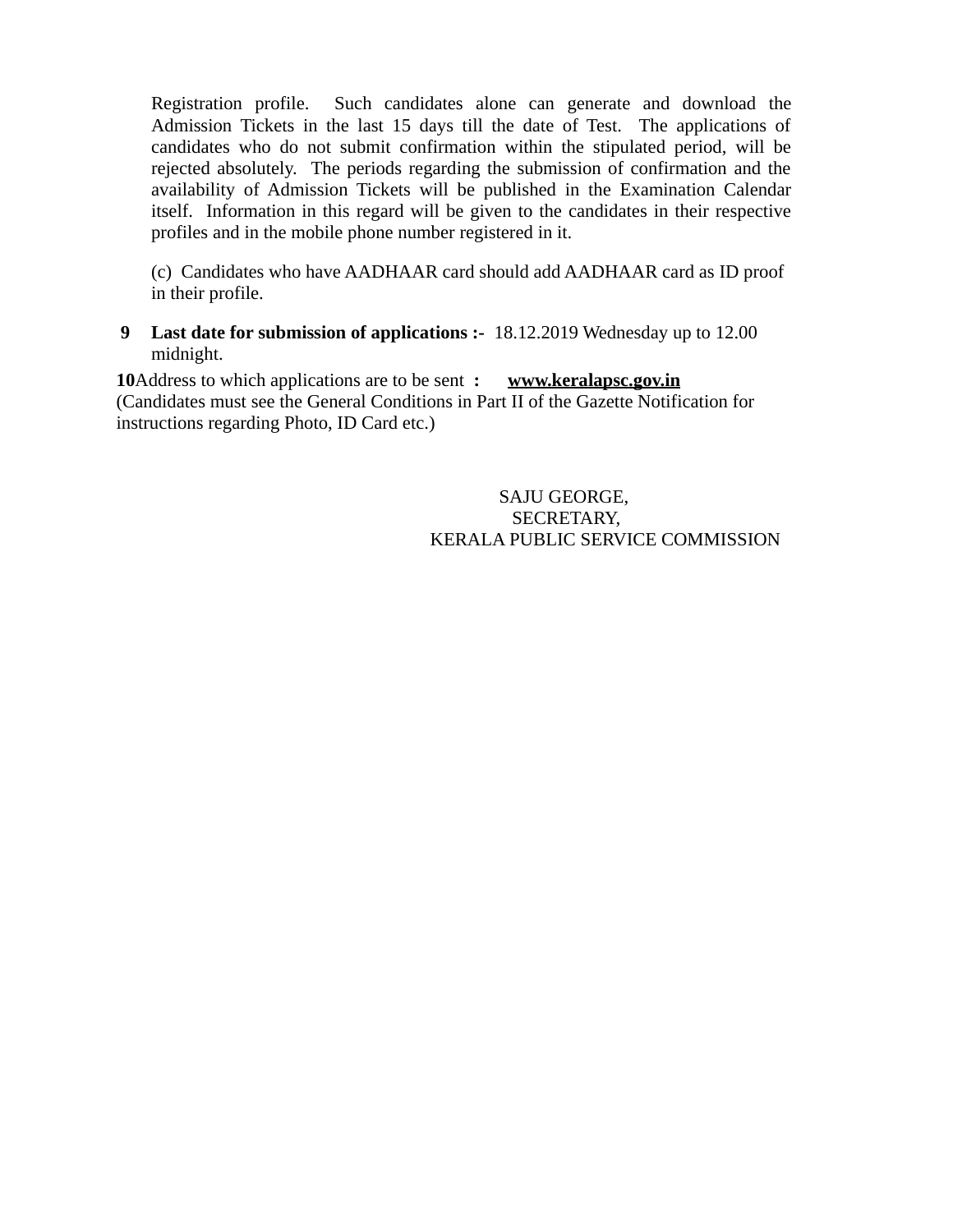Registration profile. Such candidates alone can generate and download the Admission Tickets in the last 15 days till the date of Test. The applications of candidates who do not submit confirmation within the stipulated period, will be rejected absolutely. The periods regarding the submission of confirmation and the availability of Admission Tickets will be published in the Examination Calendar itself. Information in this regard will be given to the candidates in their respective profiles and in the mobile phone number registered in it.

(c) Candidates who have AADHAAR card should add AADHAAR card as ID proof in their profile.

**9** **Last date for submission of applications :-** 18.12.2019 Wednesday up to 12.00 midnight.

**10** Address to which applications are to be sent **:** **www.keralapsc.gov.in**
(Candidates must see the General Conditions in Part II of the Gazette Notification for instructions regarding Photo, ID Card etc.)

SAJU GEORGE,
SECRETARY,
KERALA PUBLIC SERVICE COMMISSION